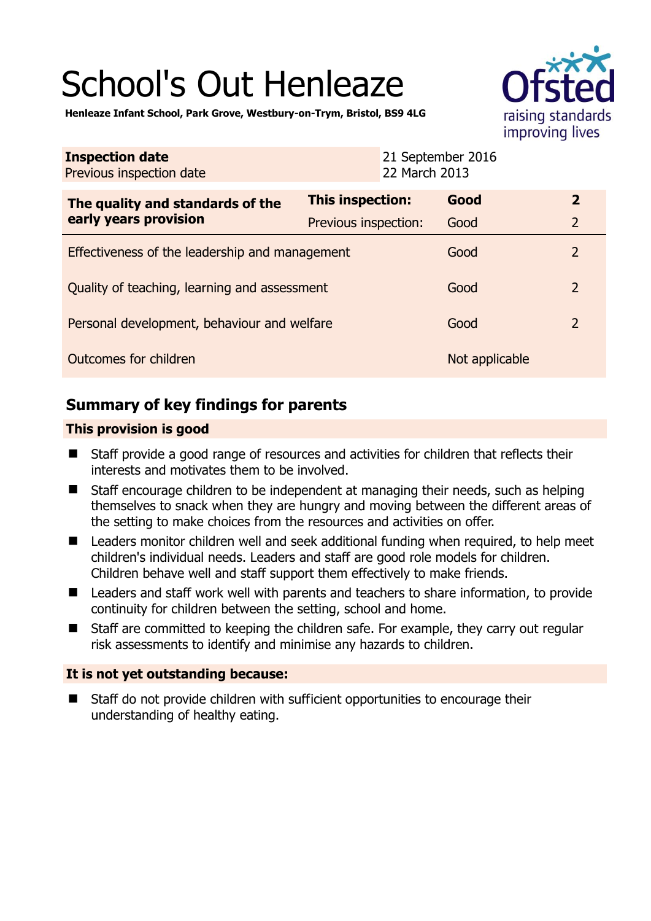# School's Out Henleaze

**Henleaze Infant School, Park Grove, Westbury-on-Trym, Bristol, BS9 4LG**

| **Inspection date** | 21 September 2016 |
|---|---|
| Previous inspection date | 22 March 2013 |

| **The quality and standards of the early years provision** | **This inspection:** | **Good** | **2** |
|---|---|---|---|
| | Previous inspection: | Good | 2 |
| Effectiveness of the leadership and management | | Good | 2 |
| Quality of teaching, learning and assessment | | Good | 2 |
| Personal development, behaviour and welfare | | Good | 2 |
| Outcomes for children | | Not applicable | |

## Summary of key findings for parents

### This provision is good

- Staff provide a good range of resources and activities for children that reflects their interests and motivates them to be involved.
- Staff encourage children to be independent at managing their needs, such as helping themselves to snack when they are hungry and moving between the different areas of the setting to make choices from the resources and activities on offer.
- Leaders monitor children well and seek additional funding when required, to help meet children's individual needs. Leaders and staff are good role models for children. Children behave well and staff support them effectively to make friends.
- Leaders and staff work well with parents and teachers to share information, to provide continuity for children between the setting, school and home.
- Staff are committed to keeping the children safe. For example, they carry out regular risk assessments to identify and minimise any hazards to children.

### It is not yet outstanding because:

- Staff do not provide children with sufficient opportunities to encourage their understanding of healthy eating.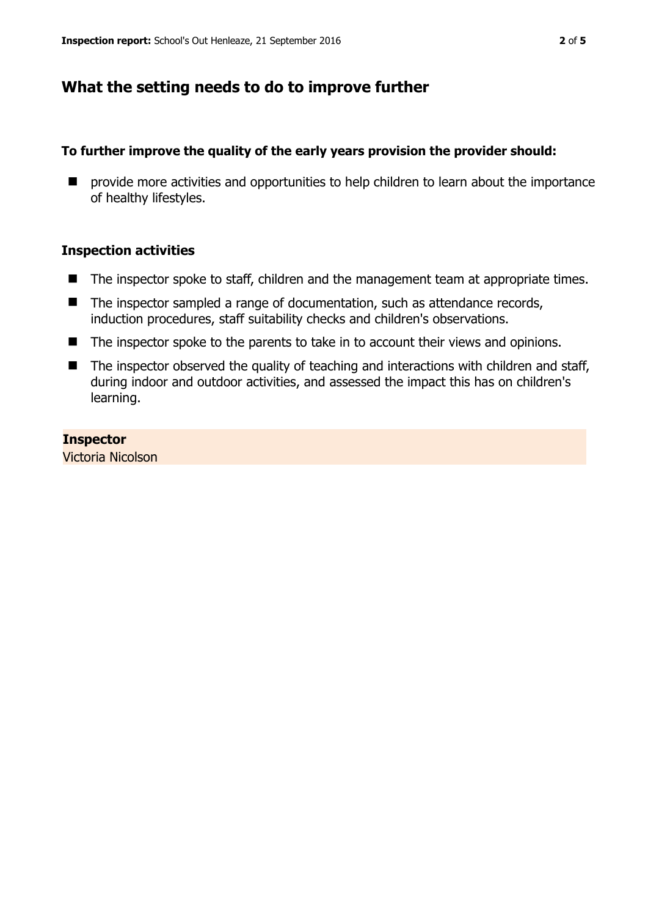## What the setting needs to do to improve further

**To further improve the quality of the early years provision the provider should:**

- provide more activities and opportunities to help children to learn about the importance of healthy lifestyles.

### Inspection activities

- The inspector spoke to staff, children and the management team at appropriate times.
- The inspector sampled a range of documentation, such as attendance records, induction procedures, staff suitability checks and children's observations.
- The inspector spoke to the parents to take in to account their views and opinions.
- The inspector observed the quality of teaching and interactions with children and staff, during indoor and outdoor activities, and assessed the impact this has on children's learning.

**Inspector**
Victoria Nicolson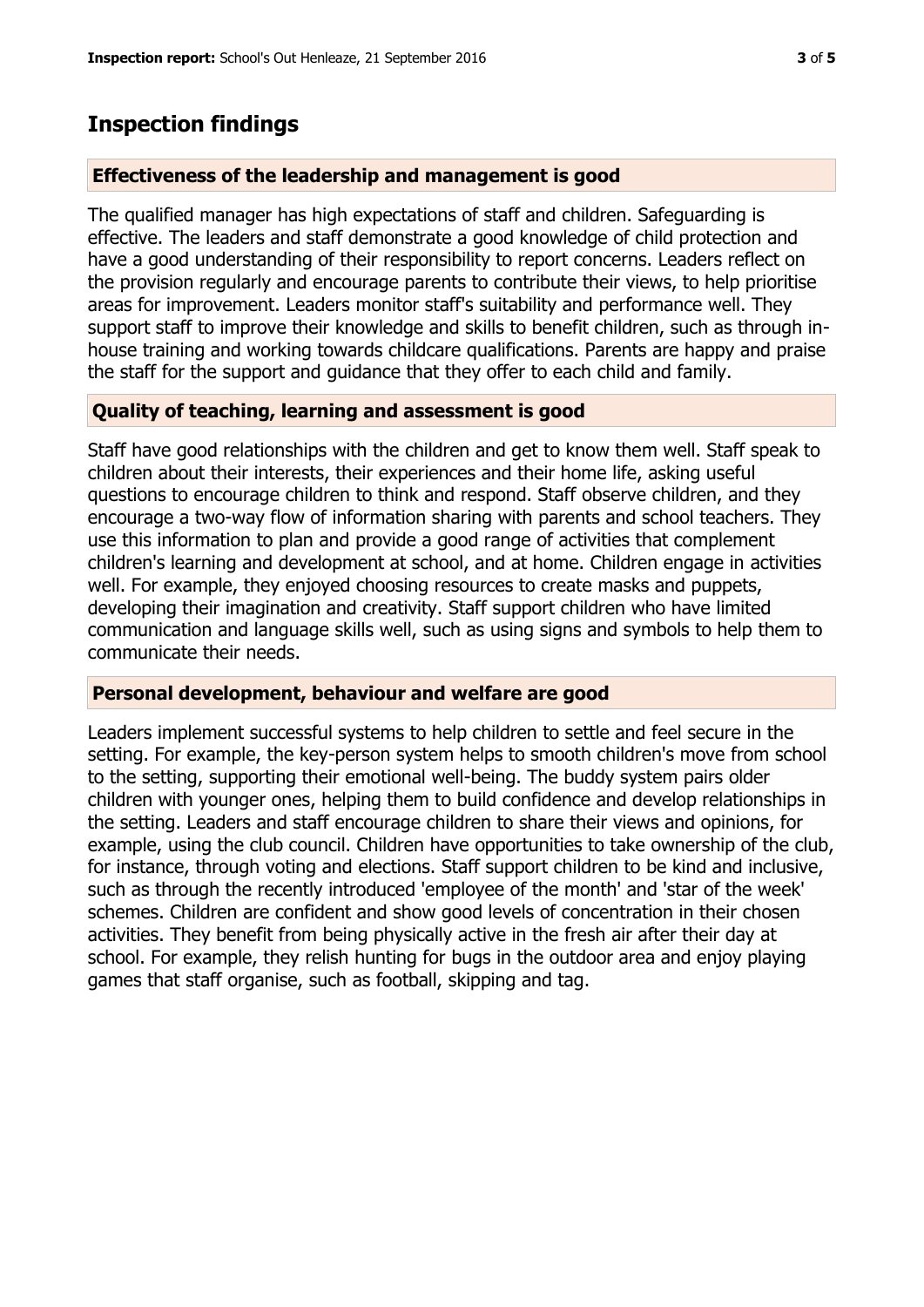## Inspection findings

### Effectiveness of the leadership and management is good

The qualified manager has high expectations of staff and children. Safeguarding is effective. The leaders and staff demonstrate a good knowledge of child protection and have a good understanding of their responsibility to report concerns. Leaders reflect on the provision regularly and encourage parents to contribute their views, to help prioritise areas for improvement. Leaders monitor staff's suitability and performance well. They support staff to improve their knowledge and skills to benefit children, such as through in-house training and working towards childcare qualifications. Parents are happy and praise the staff for the support and guidance that they offer to each child and family.

### Quality of teaching, learning and assessment is good

Staff have good relationships with the children and get to know them well. Staff speak to children about their interests, their experiences and their home life, asking useful questions to encourage children to think and respond. Staff observe children, and they encourage a two-way flow of information sharing with parents and school teachers. They use this information to plan and provide a good range of activities that complement children's learning and development at school, and at home. Children engage in activities well. For example, they enjoyed choosing resources to create masks and puppets, developing their imagination and creativity. Staff support children who have limited communication and language skills well, such as using signs and symbols to help them to communicate their needs.

### Personal development, behaviour and welfare are good

Leaders implement successful systems to help children to settle and feel secure in the setting. For example, the key-person system helps to smooth children's move from school to the setting, supporting their emotional well-being. The buddy system pairs older children with younger ones, helping them to build confidence and develop relationships in the setting. Leaders and staff encourage children to share their views and opinions, for example, using the club council. Children have opportunities to take ownership of the club, for instance, through voting and elections. Staff support children to be kind and inclusive, such as through the recently introduced 'employee of the month' and 'star of the week' schemes. Children are confident and show good levels of concentration in their chosen activities. They benefit from being physically active in the fresh air after their day at school. For example, they relish hunting for bugs in the outdoor area and enjoy playing games that staff organise, such as football, skipping and tag.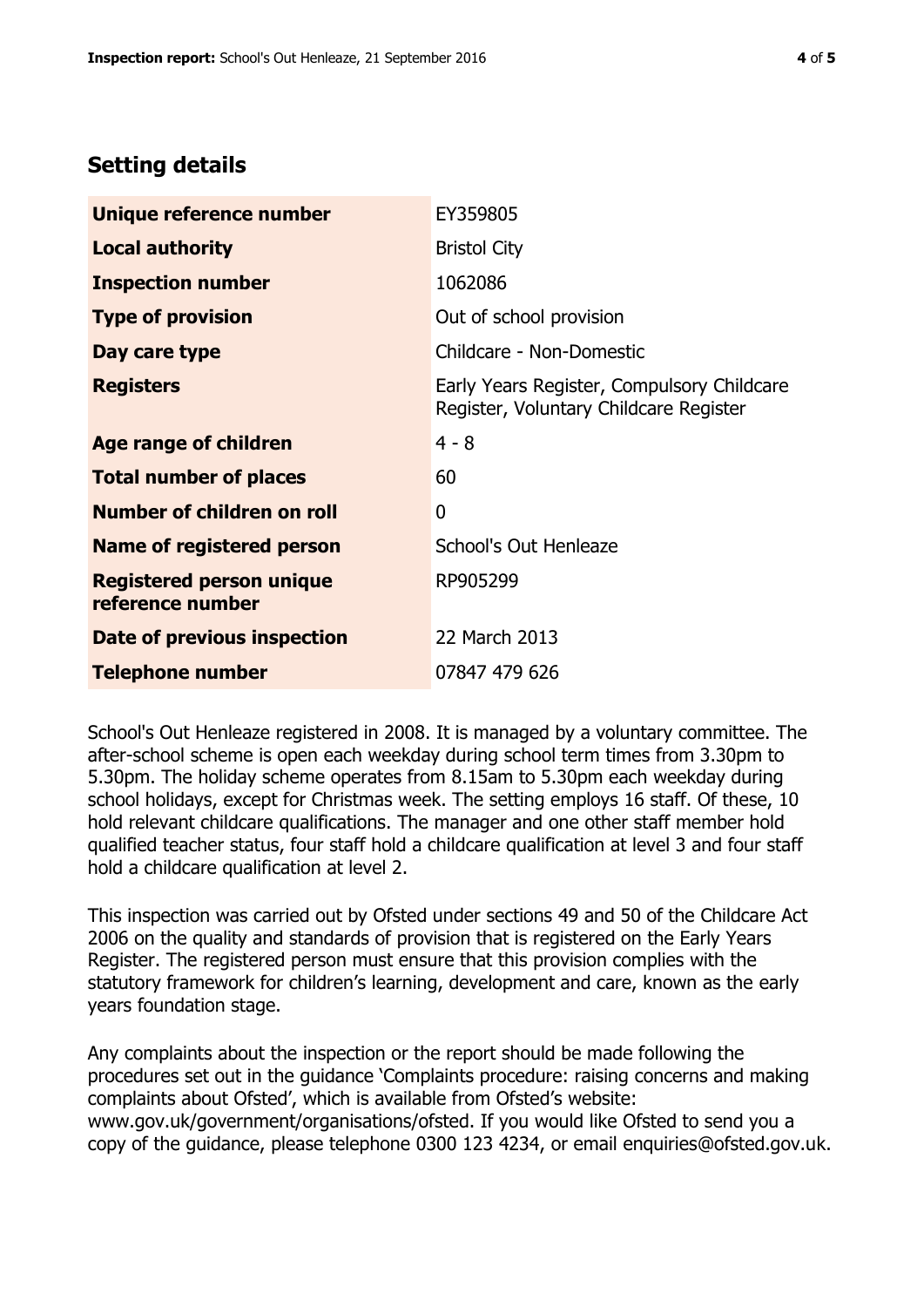## Setting details

| | |
|---|---|
| **Unique reference number** | EY359805 |
| **Local authority** | Bristol City |
| **Inspection number** | 1062086 |
| **Type of provision** | Out of school provision |
| **Day care type** | Childcare - Non-Domestic |
| **Registers** | Early Years Register, Compulsory Childcare Register, Voluntary Childcare Register |
| **Age range of children** | 4 - 8 |
| **Total number of places** | 60 |
| **Number of children on roll** | 0 |
| **Name of registered person** | School's Out Henleaze |
| **Registered person unique reference number** | RP905299 |
| **Date of previous inspection** | 22 March 2013 |
| **Telephone number** | 07847 479 626 |

School's Out Henleaze registered in 2008. It is managed by a voluntary committee. The after-school scheme is open each weekday during school term times from 3.30pm to 5.30pm. The holiday scheme operates from 8.15am to 5.30pm each weekday during school holidays, except for Christmas week. The setting employs 16 staff. Of these, 10 hold relevant childcare qualifications. The manager and one other staff member hold qualified teacher status, four staff hold a childcare qualification at level 3 and four staff hold a childcare qualification at level 2.

This inspection was carried out by Ofsted under sections 49 and 50 of the Childcare Act 2006 on the quality and standards of provision that is registered on the Early Years Register. The registered person must ensure that this provision complies with the statutory framework for children's learning, development and care, known as the early years foundation stage.

Any complaints about the inspection or the report should be made following the procedures set out in the guidance 'Complaints procedure: raising concerns and making complaints about Ofsted', which is available from Ofsted's website: www.gov.uk/government/organisations/ofsted. If you would like Ofsted to send you a copy of the guidance, please telephone 0300 123 4234, or email enquiries@ofsted.gov.uk.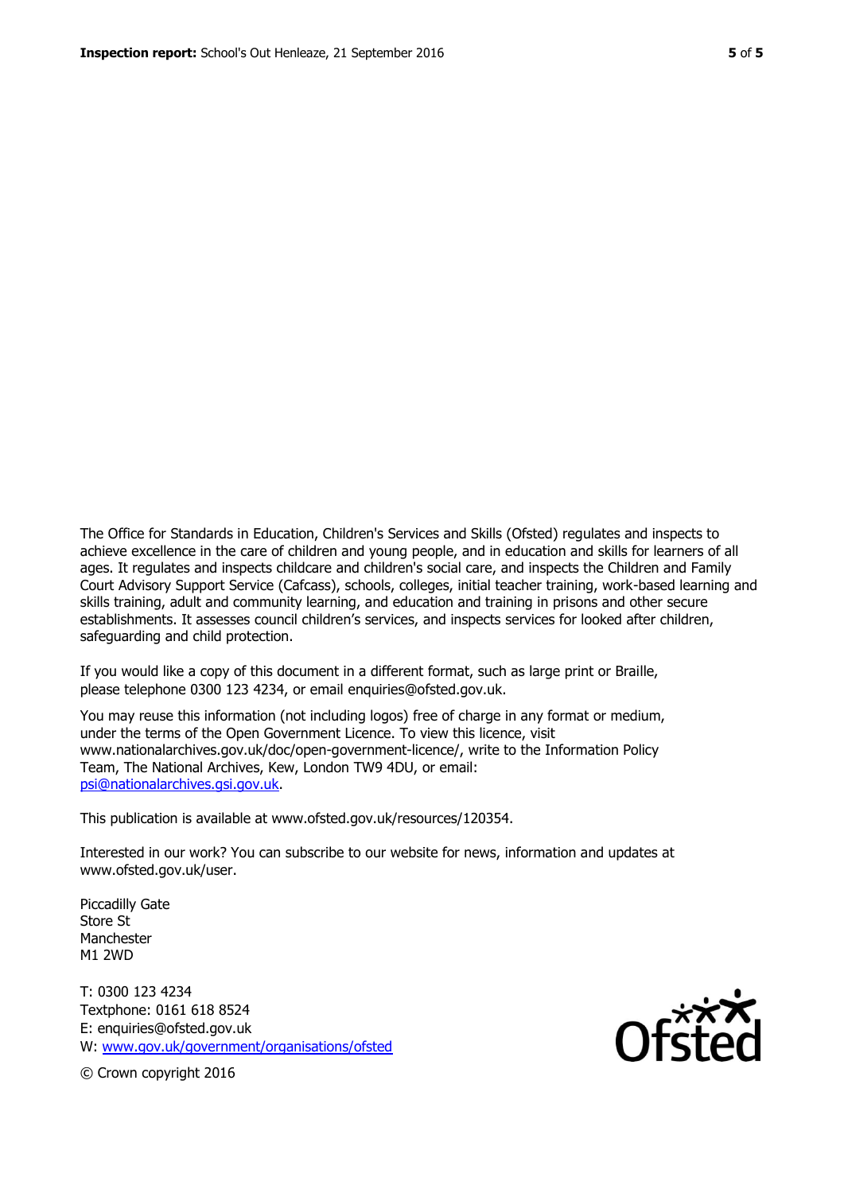The Office for Standards in Education, Children's Services and Skills (Ofsted) regulates and inspects to achieve excellence in the care of children and young people, and in education and skills for learners of all ages. It regulates and inspects childcare and children's social care, and inspects the Children and Family Court Advisory Support Service (Cafcass), schools, colleges, initial teacher training, work-based learning and skills training, adult and community learning, and education and training in prisons and other secure establishments. It assesses council children's services, and inspects services for looked after children, safeguarding and child protection.

If you would like a copy of this document in a different format, such as large print or Braille, please telephone 0300 123 4234, or email enquiries@ofsted.gov.uk.

You may reuse this information (not including logos) free of charge in any format or medium, under the terms of the Open Government Licence. To view this licence, visit www.nationalarchives.gov.uk/doc/open-government-licence/, write to the Information Policy Team, The National Archives, Kew, London TW9 4DU, or email: psi@nationalarchives.gsi.gov.uk.

This publication is available at www.ofsted.gov.uk/resources/120354.

Interested in our work? You can subscribe to our website for news, information and updates at www.ofsted.gov.uk/user.

Piccadilly Gate
Store St
Manchester
M1 2WD

T: 0300 123 4234
Textphone: 0161 618 8524
E: enquiries@ofsted.gov.uk
W: www.gov.uk/government/organisations/ofsted

© Crown copyright 2016